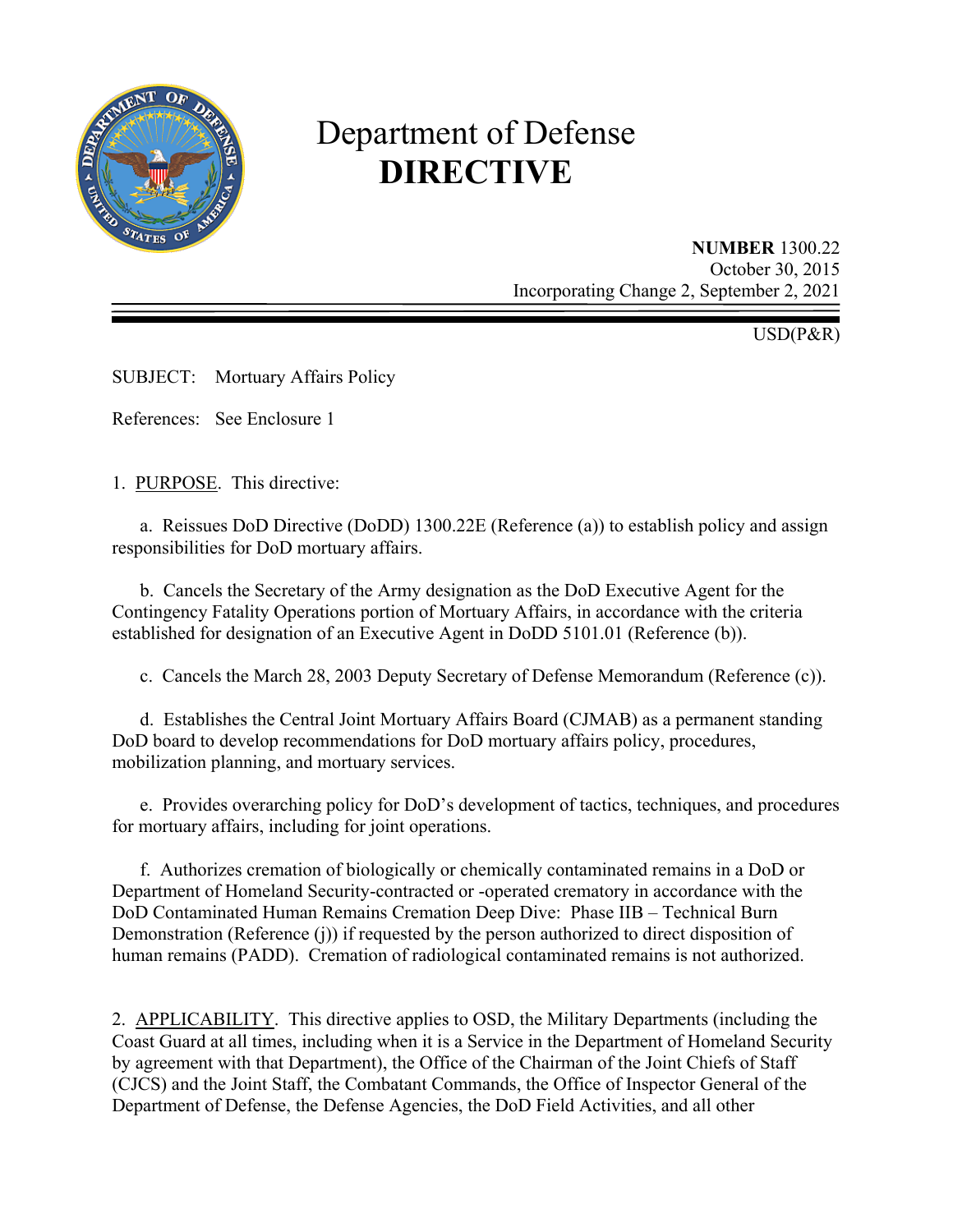# Department of Defense **DIRECTIVE**

**NUMBER** 1300.22
October 30, 2015
Incorporating Change 2, September 2, 2021

USD(P&R)

SUBJECT: Mortuary Affairs Policy

References: See Enclosure 1

1. PURPOSE. This directive:

a. Reissues DoD Directive (DoDD) 1300.22E (Reference (a)) to establish policy and assign responsibilities for DoD mortuary affairs.

b. Cancels the Secretary of the Army designation as the DoD Executive Agent for the Contingency Fatality Operations portion of Mortuary Affairs, in accordance with the criteria established for designation of an Executive Agent in DoDD 5101.01 (Reference (b)).

c. Cancels the March 28, 2003 Deputy Secretary of Defense Memorandum (Reference (c)).

d. Establishes the Central Joint Mortuary Affairs Board (CJMAB) as a permanent standing DoD board to develop recommendations for DoD mortuary affairs policy, procedures, mobilization planning, and mortuary services.

e. Provides overarching policy for DoD's development of tactics, techniques, and procedures for mortuary affairs, including for joint operations.

f. Authorizes cremation of biologically or chemically contaminated remains in a DoD or Department of Homeland Security-contracted or -operated crematory in accordance with the DoD Contaminated Human Remains Cremation Deep Dive: Phase IIB – Technical Burn Demonstration (Reference (j)) if requested by the person authorized to direct disposition of human remains (PADD). Cremation of radiological contaminated remains is not authorized.

2. APPLICABILITY. This directive applies to OSD, the Military Departments (including the Coast Guard at all times, including when it is a Service in the Department of Homeland Security by agreement with that Department), the Office of the Chairman of the Joint Chiefs of Staff (CJCS) and the Joint Staff, the Combatant Commands, the Office of Inspector General of the Department of Defense, the Defense Agencies, the DoD Field Activities, and all other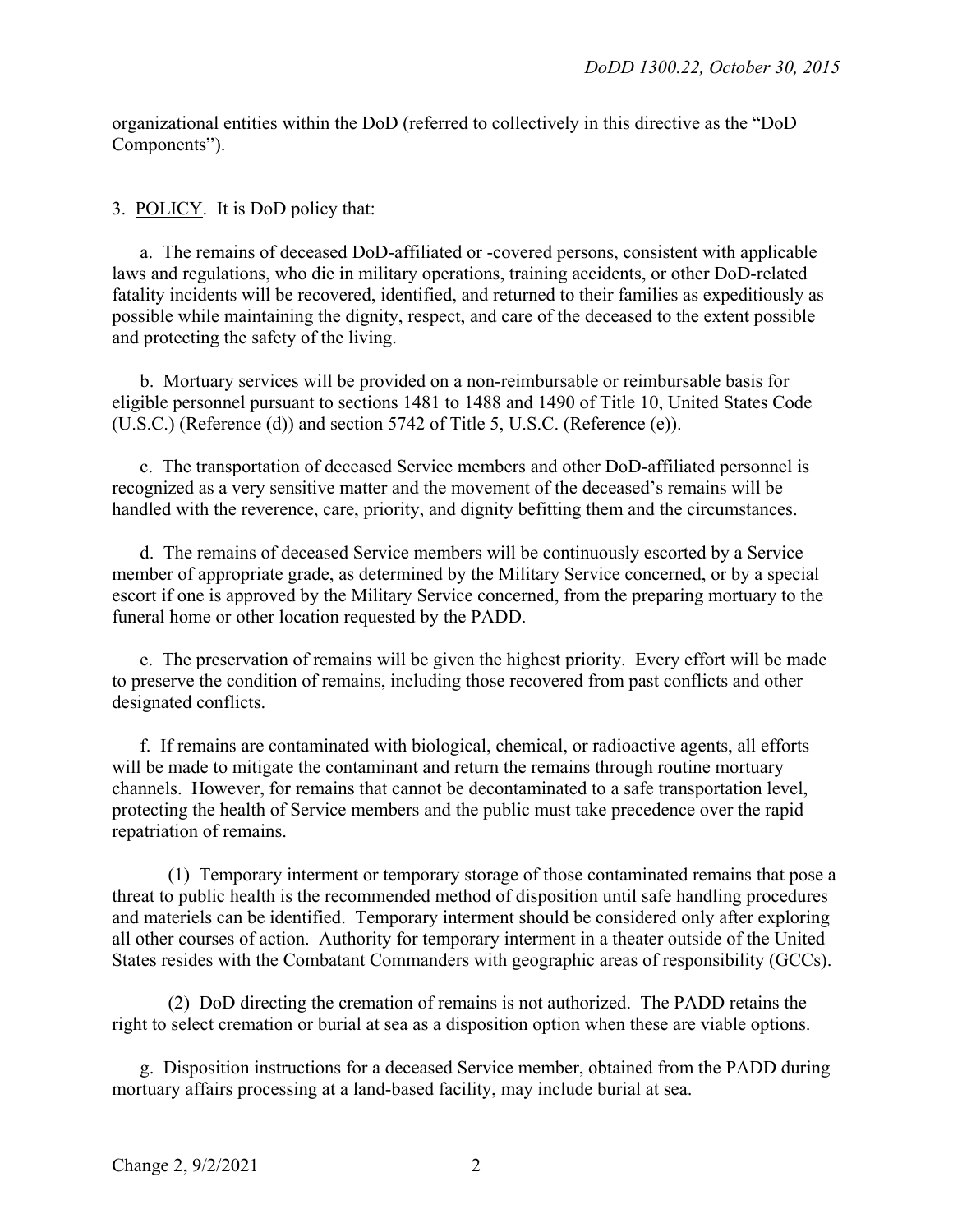organizational entities within the DoD (referred to collectively in this directive as the "DoD Components").

3. POLICY. It is DoD policy that:

a. The remains of deceased DoD-affiliated or -covered persons, consistent with applicable laws and regulations, who die in military operations, training accidents, or other DoD-related fatality incidents will be recovered, identified, and returned to their families as expeditiously as possible while maintaining the dignity, respect, and care of the deceased to the extent possible and protecting the safety of the living.

b. Mortuary services will be provided on a non-reimbursable or reimbursable basis for eligible personnel pursuant to sections 1481 to 1488 and 1490 of Title 10, United States Code (U.S.C.) (Reference (d)) and section 5742 of Title 5, U.S.C. (Reference (e)).

c. The transportation of deceased Service members and other DoD-affiliated personnel is recognized as a very sensitive matter and the movement of the deceased's remains will be handled with the reverence, care, priority, and dignity befitting them and the circumstances.

d. The remains of deceased Service members will be continuously escorted by a Service member of appropriate grade, as determined by the Military Service concerned, or by a special escort if one is approved by the Military Service concerned, from the preparing mortuary to the funeral home or other location requested by the PADD.

e. The preservation of remains will be given the highest priority. Every effort will be made to preserve the condition of remains, including those recovered from past conflicts and other designated conflicts.

f. If remains are contaminated with biological, chemical, or radioactive agents, all efforts will be made to mitigate the contaminant and return the remains through routine mortuary channels. However, for remains that cannot be decontaminated to a safe transportation level, protecting the health of Service members and the public must take precedence over the rapid repatriation of remains.

(1) Temporary interment or temporary storage of those contaminated remains that pose a threat to public health is the recommended method of disposition until safe handling procedures and materiels can be identified. Temporary interment should be considered only after exploring all other courses of action. Authority for temporary interment in a theater outside of the United States resides with the Combatant Commanders with geographic areas of responsibility (GCCs).

(2) DoD directing the cremation of remains is not authorized. The PADD retains the right to select cremation or burial at sea as a disposition option when these are viable options.

g. Disposition instructions for a deceased Service member, obtained from the PADD during mortuary affairs processing at a land-based facility, may include burial at sea.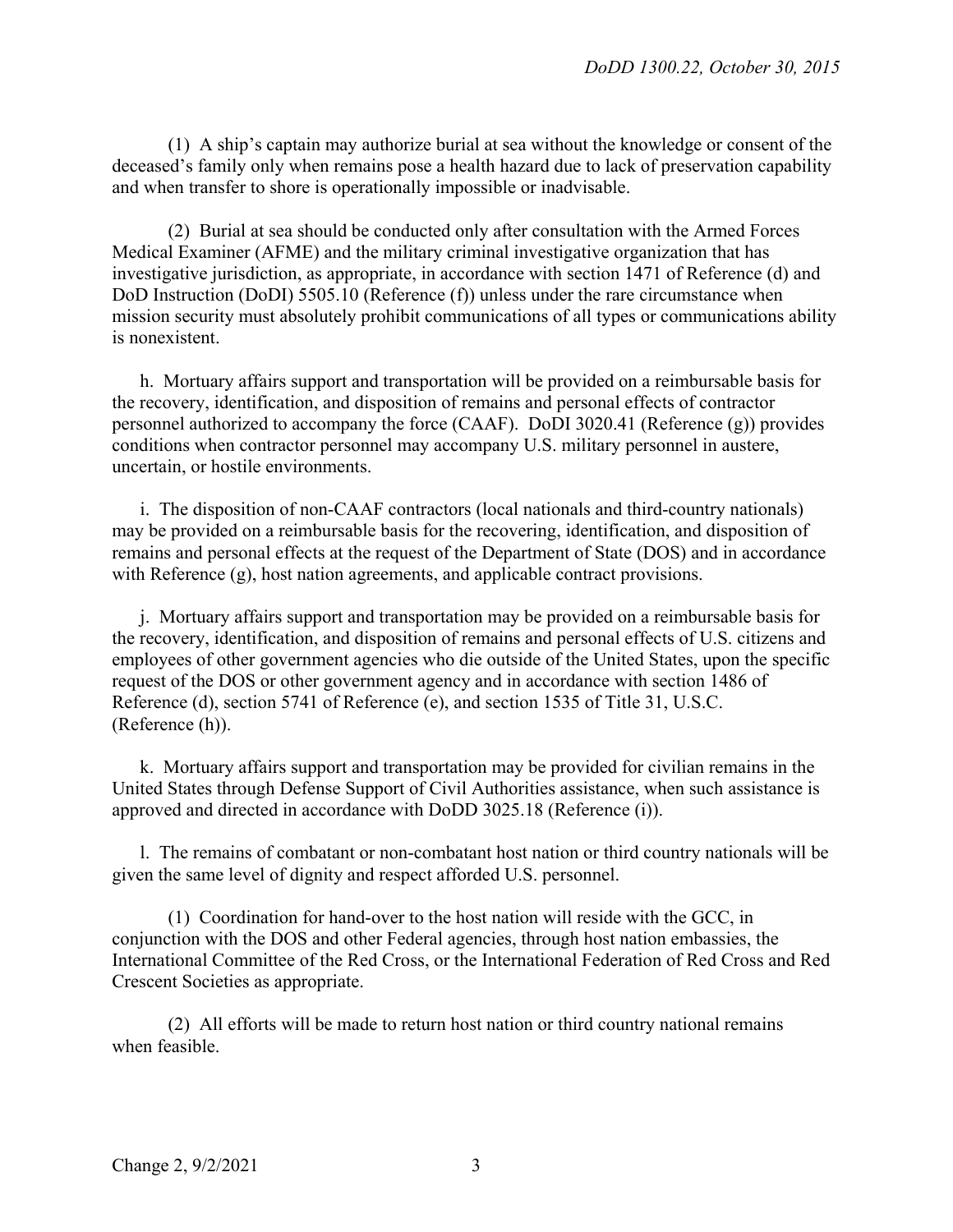(1) A ship's captain may authorize burial at sea without the knowledge or consent of the deceased's family only when remains pose a health hazard due to lack of preservation capability and when transfer to shore is operationally impossible or inadvisable.

(2) Burial at sea should be conducted only after consultation with the Armed Forces Medical Examiner (AFME) and the military criminal investigative organization that has investigative jurisdiction, as appropriate, in accordance with section 1471 of Reference (d) and DoD Instruction (DoDI) 5505.10 (Reference (f)) unless under the rare circumstance when mission security must absolutely prohibit communications of all types or communications ability is nonexistent.

h. Mortuary affairs support and transportation will be provided on a reimbursable basis for the recovery, identification, and disposition of remains and personal effects of contractor personnel authorized to accompany the force (CAAF). DoDI 3020.41 (Reference (g)) provides conditions when contractor personnel may accompany U.S. military personnel in austere, uncertain, or hostile environments.

i. The disposition of non-CAAF contractors (local nationals and third-country nationals) may be provided on a reimbursable basis for the recovering, identification, and disposition of remains and personal effects at the request of the Department of State (DOS) and in accordance with Reference (g), host nation agreements, and applicable contract provisions.

j. Mortuary affairs support and transportation may be provided on a reimbursable basis for the recovery, identification, and disposition of remains and personal effects of U.S. citizens and employees of other government agencies who die outside of the United States, upon the specific request of the DOS or other government agency and in accordance with section 1486 of Reference (d), section 5741 of Reference (e), and section 1535 of Title 31, U.S.C. (Reference (h)).

k. Mortuary affairs support and transportation may be provided for civilian remains in the United States through Defense Support of Civil Authorities assistance, when such assistance is approved and directed in accordance with DoDD 3025.18 (Reference (i)).

l. The remains of combatant or non-combatant host nation or third country nationals will be given the same level of dignity and respect afforded U.S. personnel.

(1) Coordination for hand-over to the host nation will reside with the GCC, in conjunction with the DOS and other Federal agencies, through host nation embassies, the International Committee of the Red Cross, or the International Federation of Red Cross and Red Crescent Societies as appropriate.

(2) All efforts will be made to return host nation or third country national remains when feasible.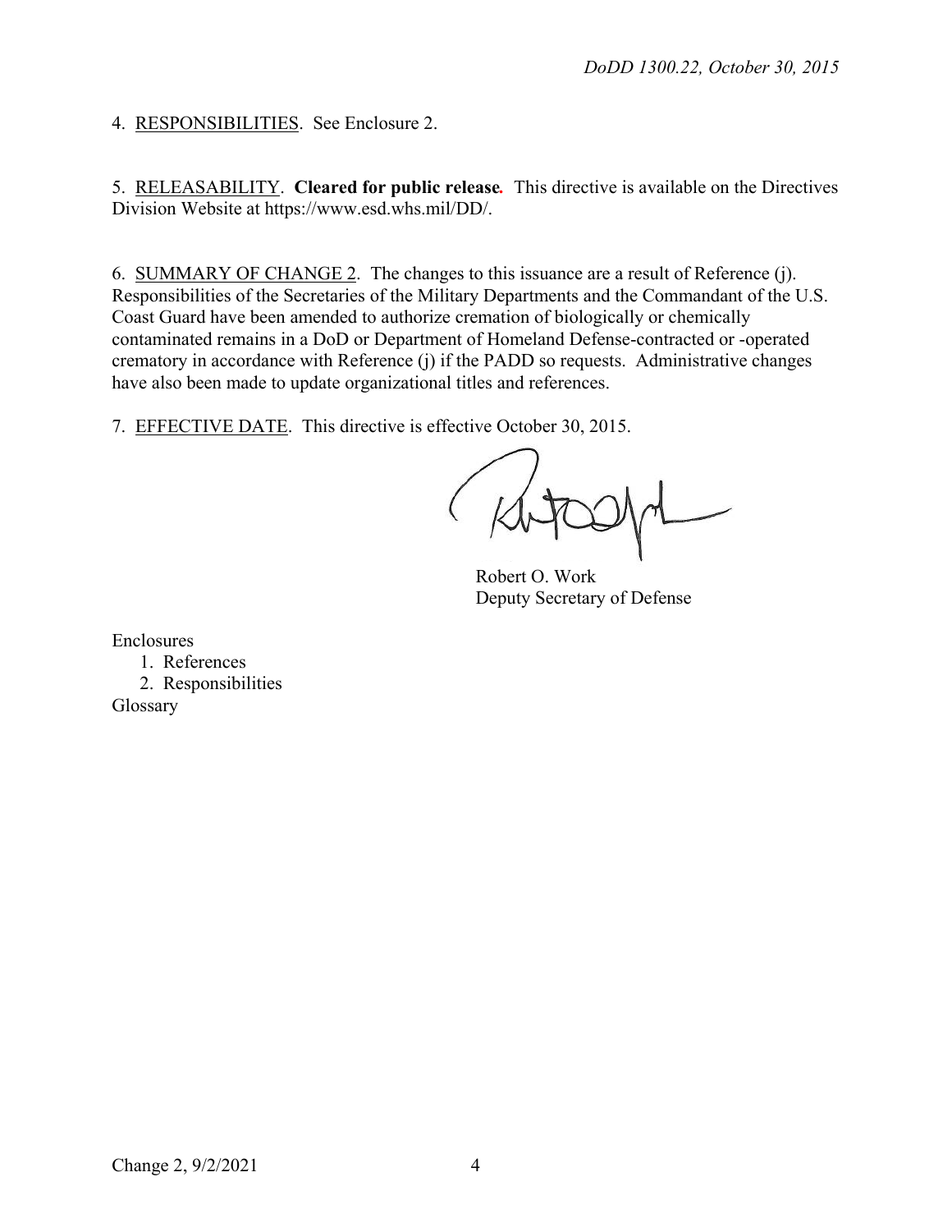4. RESPONSIBILITIES. See Enclosure 2.

5. RELEASABILITY. **Cleared for public release.** This directive is available on the Directives Division Website at https://www.esd.whs.mil/DD/.

6. SUMMARY OF CHANGE 2. The changes to this issuance are a result of Reference (j). Responsibilities of the Secretaries of the Military Departments and the Commandant of the U.S. Coast Guard have been amended to authorize cremation of biologically or chemically contaminated remains in a DoD or Department of Homeland Defense-contracted or -operated crematory in accordance with Reference (j) if the PADD so requests. Administrative changes have also been made to update organizational titles and references.

7. EFFECTIVE DATE. This directive is effective October 30, 2015.

Robert O. Work
Deputy Secretary of Defense

Enclosures
1. References
2. Responsibilities

Glossary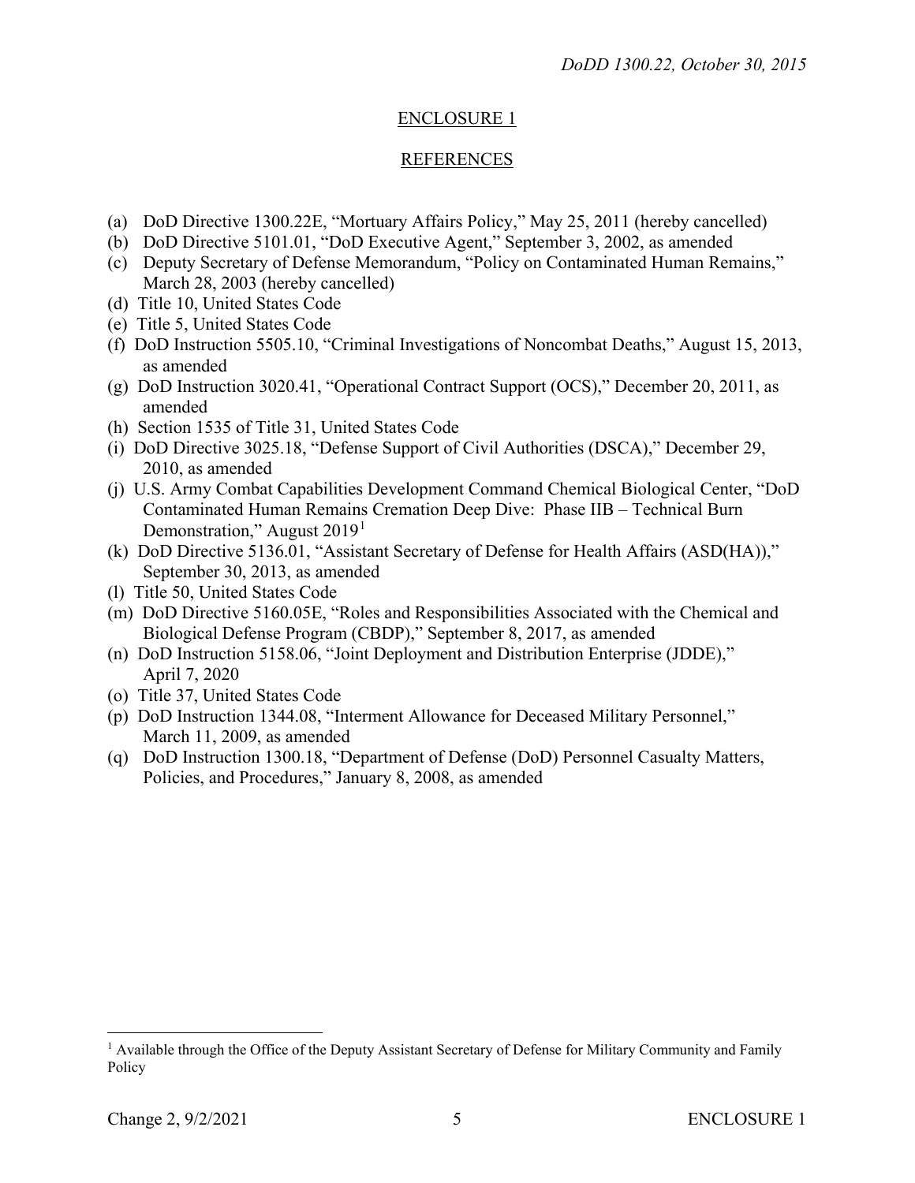## ENCLOSURE 1

## REFERENCES

(a) DoD Directive 1300.22E, "Mortuary Affairs Policy," May 25, 2011 (hereby cancelled)
(b) DoD Directive 5101.01, "DoD Executive Agent," September 3, 2002, as amended
(c) Deputy Secretary of Defense Memorandum, "Policy on Contaminated Human Remains," March 28, 2003 (hereby cancelled)
(d) Title 10, United States Code
(e) Title 5, United States Code
(f) DoD Instruction 5505.10, "Criminal Investigations of Noncombat Deaths," August 15, 2013, as amended
(g) DoD Instruction 3020.41, "Operational Contract Support (OCS)," December 20, 2011, as amended
(h) Section 1535 of Title 31, United States Code
(i) DoD Directive 3025.18, "Defense Support of Civil Authorities (DSCA)," December 29, 2010, as amended
(j) U.S. Army Combat Capabilities Development Command Chemical Biological Center, "DoD Contaminated Human Remains Cremation Deep Dive: Phase IIB – Technical Burn Demonstration," August 2019[1]
(k) DoD Directive 5136.01, "Assistant Secretary of Defense for Health Affairs (ASD(HA))," September 30, 2013, as amended
(l) Title 50, United States Code
(m) DoD Directive 5160.05E, "Roles and Responsibilities Associated with the Chemical and Biological Defense Program (CBDP)," September 8, 2017, as amended
(n) DoD Instruction 5158.06, "Joint Deployment and Distribution Enterprise (JDDE)," April 7, 2020
(o) Title 37, United States Code
(p) DoD Instruction 1344.08, "Interment Allowance for Deceased Military Personnel," March 11, 2009, as amended
(q) DoD Instruction 1300.18, "Department of Defense (DoD) Personnel Casualty Matters, Policies, and Procedures," January 8, 2008, as amended

[1] Available through the Office of the Deputy Assistant Secretary of Defense for Military Community and Family Policy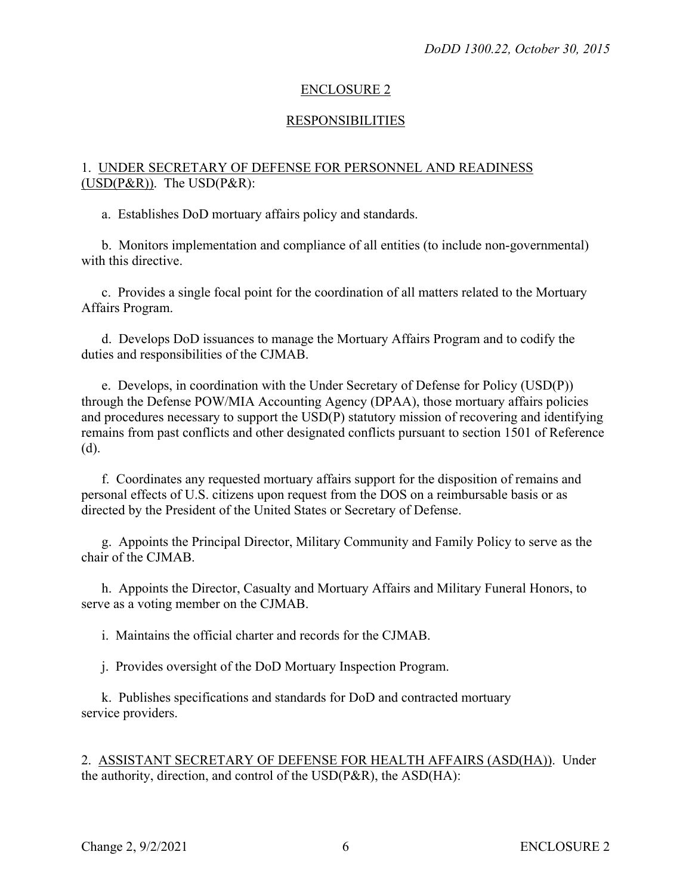## ENCLOSURE 2

## RESPONSIBILITIES

1. UNDER SECRETARY OF DEFENSE FOR PERSONNEL AND READINESS (USD(P&R)). The USD(P&R):

a. Establishes DoD mortuary affairs policy and standards.

b. Monitors implementation and compliance of all entities (to include non-governmental) with this directive.

c. Provides a single focal point for the coordination of all matters related to the Mortuary Affairs Program.

d. Develops DoD issuances to manage the Mortuary Affairs Program and to codify the duties and responsibilities of the CJMAB.

e. Develops, in coordination with the Under Secretary of Defense for Policy (USD(P)) through the Defense POW/MIA Accounting Agency (DPAA), those mortuary affairs policies and procedures necessary to support the USD(P) statutory mission of recovering and identifying remains from past conflicts and other designated conflicts pursuant to section 1501 of Reference (d).

f. Coordinates any requested mortuary affairs support for the disposition of remains and personal effects of U.S. citizens upon request from the DOS on a reimbursable basis or as directed by the President of the United States or Secretary of Defense.

g. Appoints the Principal Director, Military Community and Family Policy to serve as the chair of the CJMAB.

h. Appoints the Director, Casualty and Mortuary Affairs and Military Funeral Honors, to serve as a voting member on the CJMAB.

i. Maintains the official charter and records for the CJMAB.

j. Provides oversight of the DoD Mortuary Inspection Program.

k. Publishes specifications and standards for DoD and contracted mortuary service providers.

2. ASSISTANT SECRETARY OF DEFENSE FOR HEALTH AFFAIRS (ASD(HA)). Under the authority, direction, and control of the USD(P&R), the ASD(HA):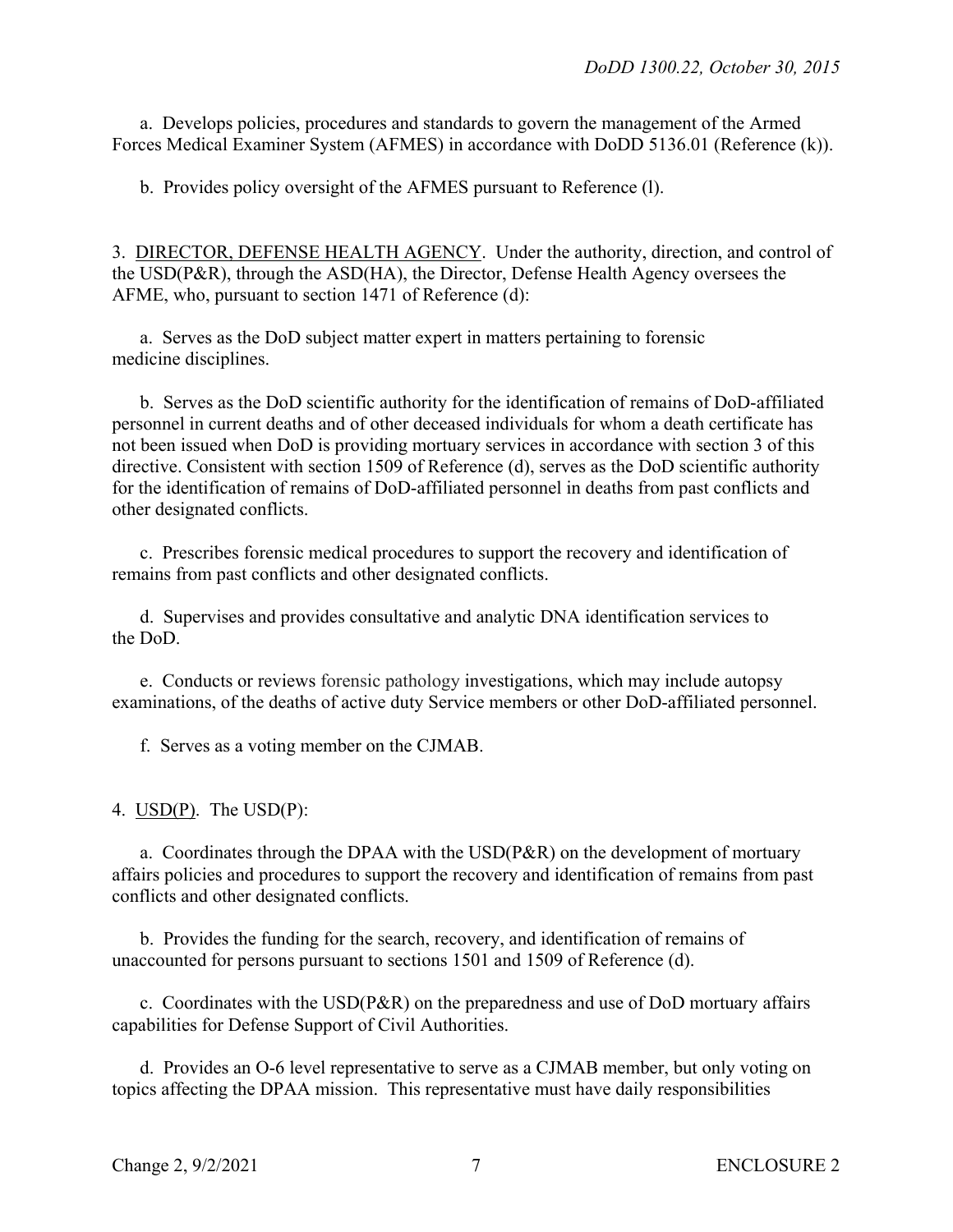a. Develops policies, procedures and standards to govern the management of the Armed Forces Medical Examiner System (AFMES) in accordance with DoDD 5136.01 (Reference (k)).

b. Provides policy oversight of the AFMES pursuant to Reference (l).

3. DIRECTOR, DEFENSE HEALTH AGENCY. Under the authority, direction, and control of the USD(P&R), through the ASD(HA), the Director, Defense Health Agency oversees the AFME, who, pursuant to section 1471 of Reference (d):

a. Serves as the DoD subject matter expert in matters pertaining to forensic medicine disciplines.

b. Serves as the DoD scientific authority for the identification of remains of DoD-affiliated personnel in current deaths and of other deceased individuals for whom a death certificate has not been issued when DoD is providing mortuary services in accordance with section 3 of this directive. Consistent with section 1509 of Reference (d), serves as the DoD scientific authority for the identification of remains of DoD-affiliated personnel in deaths from past conflicts and other designated conflicts.

c. Prescribes forensic medical procedures to support the recovery and identification of remains from past conflicts and other designated conflicts.

d. Supervises and provides consultative and analytic DNA identification services to the DoD.

e. Conducts or reviews forensic pathology investigations, which may include autopsy examinations, of the deaths of active duty Service members or other DoD-affiliated personnel.

f. Serves as a voting member on the CJMAB.

4. USD(P). The USD(P):

a. Coordinates through the DPAA with the USD(P&R) on the development of mortuary affairs policies and procedures to support the recovery and identification of remains from past conflicts and other designated conflicts.

b. Provides the funding for the search, recovery, and identification of remains of unaccounted for persons pursuant to sections 1501 and 1509 of Reference (d).

c. Coordinates with the USD(P&R) on the preparedness and use of DoD mortuary affairs capabilities for Defense Support of Civil Authorities.

d. Provides an O-6 level representative to serve as a CJMAB member, but only voting on topics affecting the DPAA mission. This representative must have daily responsibilities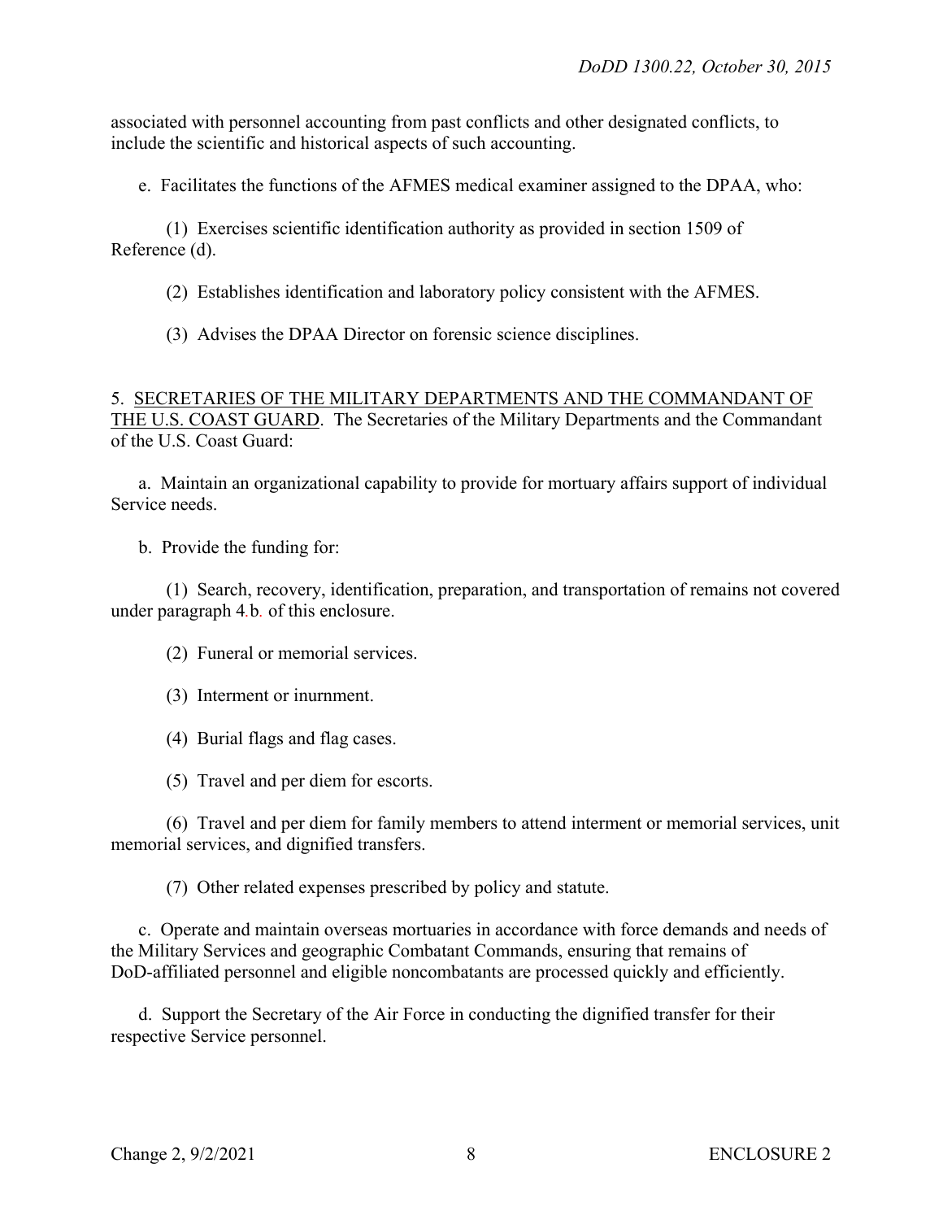associated with personnel accounting from past conflicts and other designated conflicts, to include the scientific and historical aspects of such accounting.

e. Facilitates the functions of the AFMES medical examiner assigned to the DPAA, who:

(1) Exercises scientific identification authority as provided in section 1509 of Reference (d).

(2) Establishes identification and laboratory policy consistent with the AFMES.

(3) Advises the DPAA Director on forensic science disciplines.

5. SECRETARIES OF THE MILITARY DEPARTMENTS AND THE COMMANDANT OF THE U.S. COAST GUARD. The Secretaries of the Military Departments and the Commandant of the U.S. Coast Guard:

a. Maintain an organizational capability to provide for mortuary affairs support of individual Service needs.

b. Provide the funding for:

(1) Search, recovery, identification, preparation, and transportation of remains not covered under paragraph 4.b. of this enclosure.

(2) Funeral or memorial services.

(3) Interment or inurnment.

(4) Burial flags and flag cases.

(5) Travel and per diem for escorts.

(6) Travel and per diem for family members to attend interment or memorial services, unit memorial services, and dignified transfers.

(7) Other related expenses prescribed by policy and statute.

c. Operate and maintain overseas mortuaries in accordance with force demands and needs of the Military Services and geographic Combatant Commands, ensuring that remains of DoD-affiliated personnel and eligible noncombatants are processed quickly and efficiently.

d. Support the Secretary of the Air Force in conducting the dignified transfer for their respective Service personnel.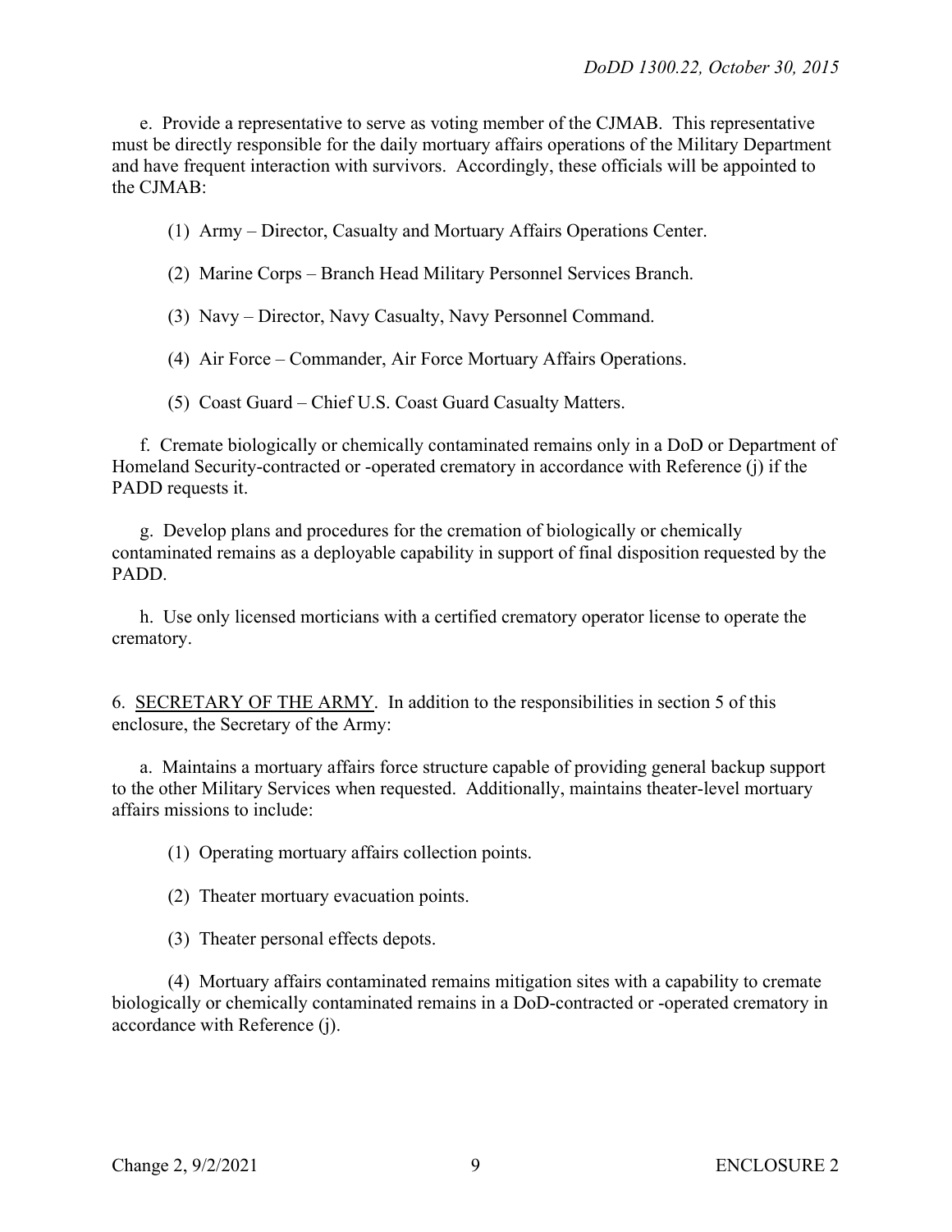e. Provide a representative to serve as voting member of the CJMAB. This representative must be directly responsible for the daily mortuary affairs operations of the Military Department and have frequent interaction with survivors. Accordingly, these officials will be appointed to the CJMAB:

(1) Army – Director, Casualty and Mortuary Affairs Operations Center.

(2) Marine Corps – Branch Head Military Personnel Services Branch.

(3) Navy – Director, Navy Casualty, Navy Personnel Command.

(4) Air Force – Commander, Air Force Mortuary Affairs Operations.

(5) Coast Guard – Chief U.S. Coast Guard Casualty Matters.

f. Cremate biologically or chemically contaminated remains only in a DoD or Department of Homeland Security-contracted or -operated crematory in accordance with Reference (j) if the PADD requests it.

g. Develop plans and procedures for the cremation of biologically or chemically contaminated remains as a deployable capability in support of final disposition requested by the PADD.

h. Use only licensed morticians with a certified crematory operator license to operate the crematory.

6. SECRETARY OF THE ARMY. In addition to the responsibilities in section 5 of this enclosure, the Secretary of the Army:

a. Maintains a mortuary affairs force structure capable of providing general backup support to the other Military Services when requested. Additionally, maintains theater-level mortuary affairs missions to include:

(1) Operating mortuary affairs collection points.

(2) Theater mortuary evacuation points.

(3) Theater personal effects depots.

(4) Mortuary affairs contaminated remains mitigation sites with a capability to cremate biologically or chemically contaminated remains in a DoD-contracted or -operated crematory in accordance with Reference (j).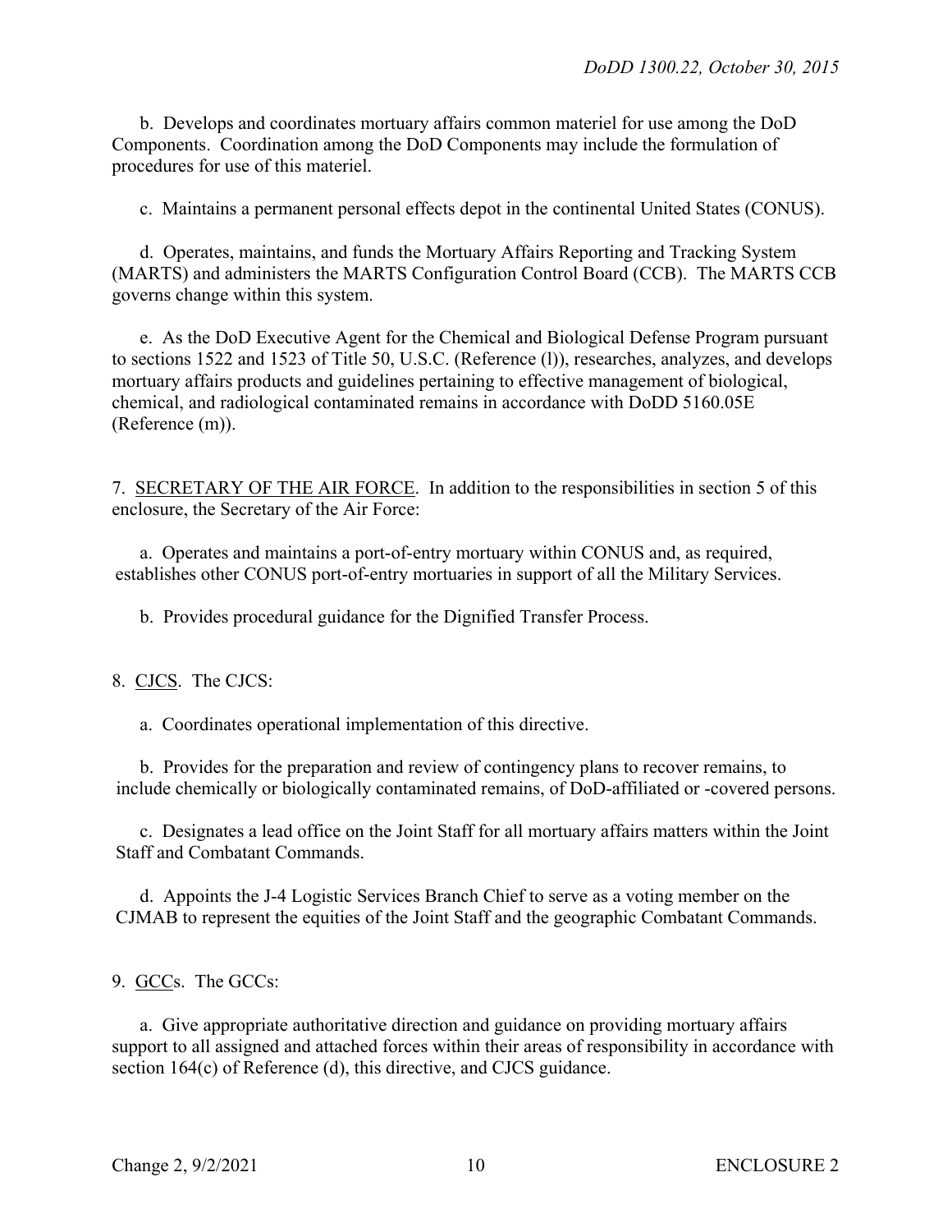b. Develops and coordinates mortuary affairs common materiel for use among the DoD Components. Coordination among the DoD Components may include the formulation of procedures for use of this materiel.

c. Maintains a permanent personal effects depot in the continental United States (CONUS).

d. Operates, maintains, and funds the Mortuary Affairs Reporting and Tracking System (MARTS) and administers the MARTS Configuration Control Board (CCB). The MARTS CCB governs change within this system.

e. As the DoD Executive Agent for the Chemical and Biological Defense Program pursuant to sections 1522 and 1523 of Title 50, U.S.C. (Reference (l)), researches, analyzes, and develops mortuary affairs products and guidelines pertaining to effective management of biological, chemical, and radiological contaminated remains in accordance with DoDD 5160.05E (Reference (m)).

7. SECRETARY OF THE AIR FORCE. In addition to the responsibilities in section 5 of this enclosure, the Secretary of the Air Force:

a. Operates and maintains a port-of-entry mortuary within CONUS and, as required, establishes other CONUS port-of-entry mortuaries in support of all the Military Services.

b. Provides procedural guidance for the Dignified Transfer Process.

8. CJCS. The CJCS:

a. Coordinates operational implementation of this directive.

b. Provides for the preparation and review of contingency plans to recover remains, to include chemically or biologically contaminated remains, of DoD-affiliated or -covered persons.

c. Designates a lead office on the Joint Staff for all mortuary affairs matters within the Joint Staff and Combatant Commands.

d. Appoints the J-4 Logistic Services Branch Chief to serve as a voting member on the CJMAB to represent the equities of the Joint Staff and the geographic Combatant Commands.

9. GCCs. The GCCs:

a. Give appropriate authoritative direction and guidance on providing mortuary affairs support to all assigned and attached forces within their areas of responsibility in accordance with section 164(c) of Reference (d), this directive, and CJCS guidance.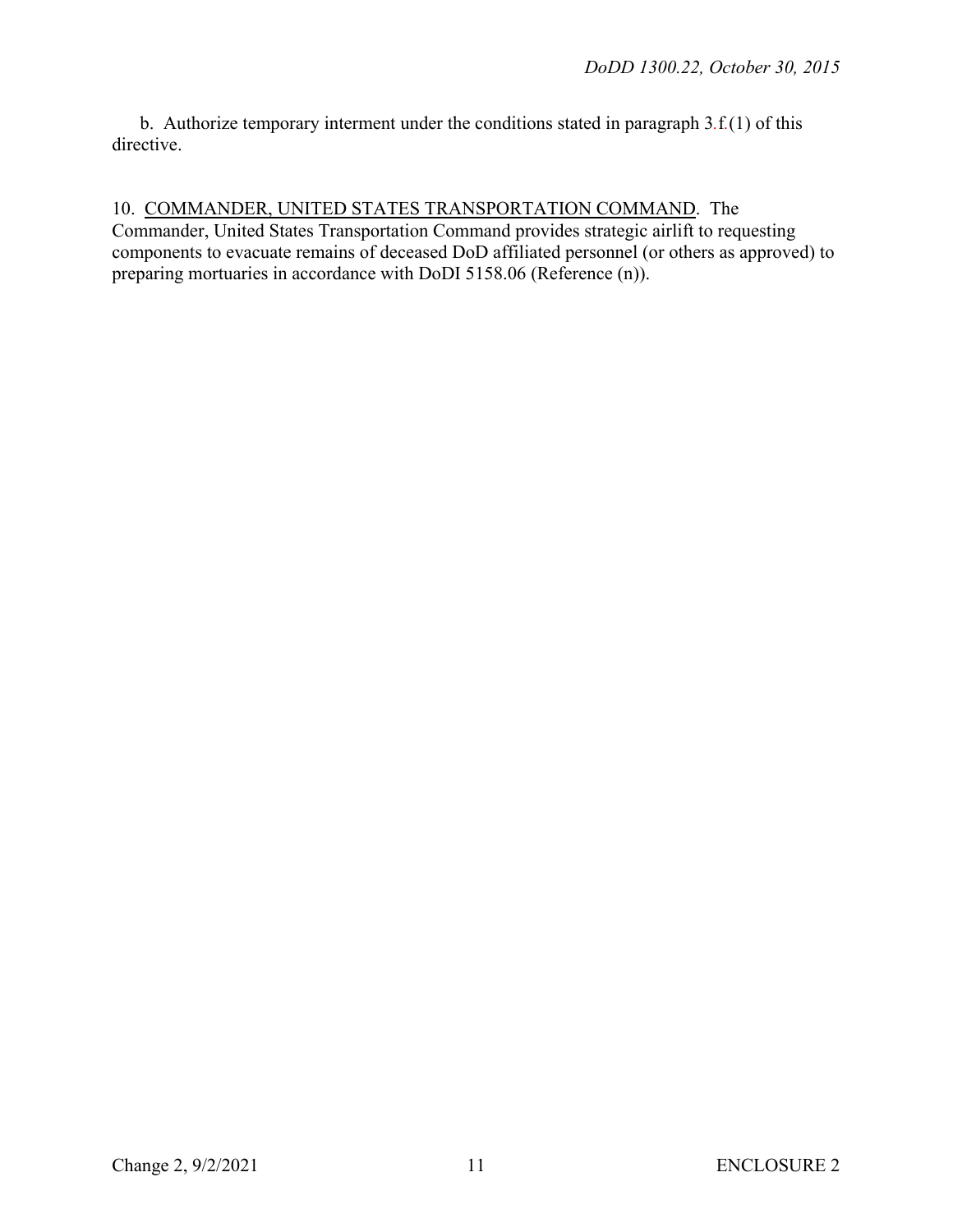b. Authorize temporary interment under the conditions stated in paragraph 3.f.(1) of this directive.

10. COMMANDER, UNITED STATES TRANSPORTATION COMMAND. The Commander, United States Transportation Command provides strategic airlift to requesting components to evacuate remains of deceased DoD affiliated personnel (or others as approved) to preparing mortuaries in accordance with DoDI 5158.06 (Reference (n)).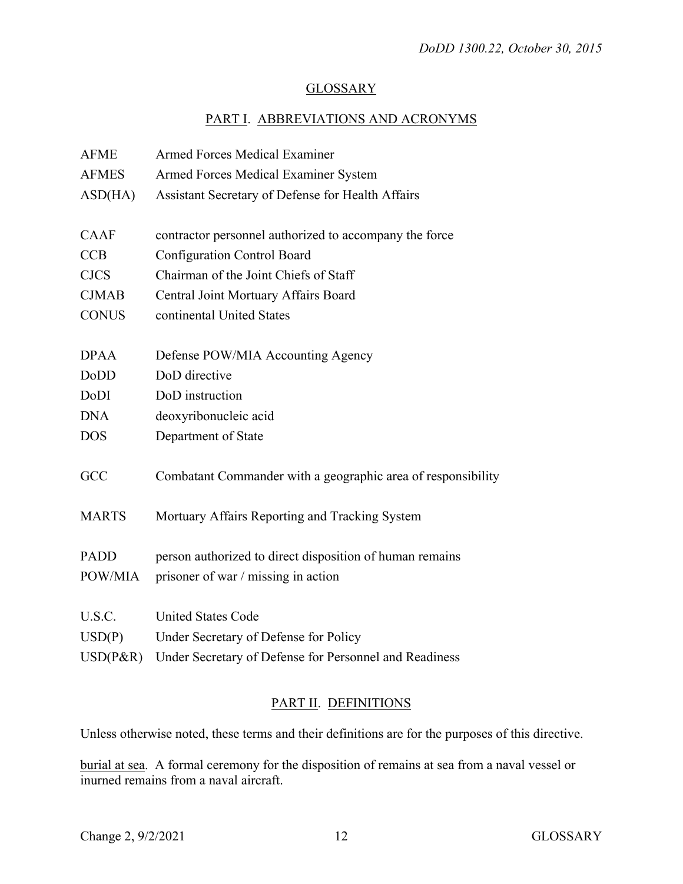# GLOSSARY

## PART I. ABBREVIATIONS AND ACRONYMS

| | |
|---|---|
| AFME | Armed Forces Medical Examiner |
| AFMES | Armed Forces Medical Examiner System |
| ASD(HA) | Assistant Secretary of Defense for Health Affairs |
| CAAF | contractor personnel authorized to accompany the force |
| CCB | Configuration Control Board |
| CJCS | Chairman of the Joint Chiefs of Staff |
| CJMAB | Central Joint Mortuary Affairs Board |
| CONUS | continental United States |
| DPAA | Defense POW/MIA Accounting Agency |
| DoDD | DoD directive |
| DoDI | DoD instruction |
| DNA | deoxyribonucleic acid |
| DOS | Department of State |
| GCC | Combatant Commander with a geographic area of responsibility |
| MARTS | Mortuary Affairs Reporting and Tracking System |
| PADD | person authorized to direct disposition of human remains |
| POW/MIA | prisoner of war / missing in action |
| U.S.C. | United States Code |
| USD(P) | Under Secretary of Defense for Policy |
| USD(P&R) | Under Secretary of Defense for Personnel and Readiness |

## PART II. DEFINITIONS

Unless otherwise noted, these terms and their definitions are for the purposes of this directive.

burial at sea. A formal ceremony for the disposition of remains at sea from a naval vessel or inurned remains from a naval aircraft.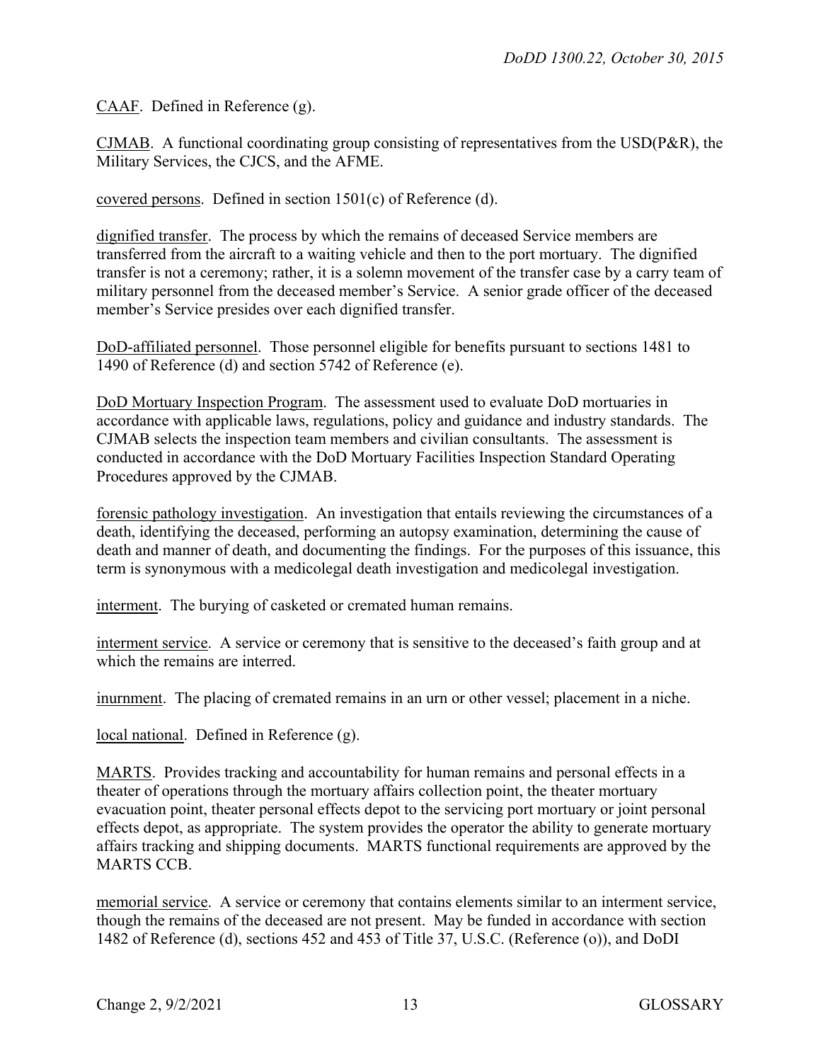CAAF. Defined in Reference (g).

CJMAB. A functional coordinating group consisting of representatives from the USD(P&R), the Military Services, the CJCS, and the AFME.

covered persons. Defined in section 1501(c) of Reference (d).

dignified transfer. The process by which the remains of deceased Service members are transferred from the aircraft to a waiting vehicle and then to the port mortuary. The dignified transfer is not a ceremony; rather, it is a solemn movement of the transfer case by a carry team of military personnel from the deceased member's Service. A senior grade officer of the deceased member's Service presides over each dignified transfer.

DoD-affiliated personnel. Those personnel eligible for benefits pursuant to sections 1481 to 1490 of Reference (d) and section 5742 of Reference (e).

DoD Mortuary Inspection Program. The assessment used to evaluate DoD mortuaries in accordance with applicable laws, regulations, policy and guidance and industry standards. The CJMAB selects the inspection team members and civilian consultants. The assessment is conducted in accordance with the DoD Mortuary Facilities Inspection Standard Operating Procedures approved by the CJMAB.

forensic pathology investigation. An investigation that entails reviewing the circumstances of a death, identifying the deceased, performing an autopsy examination, determining the cause of death and manner of death, and documenting the findings. For the purposes of this issuance, this term is synonymous with a medicolegal death investigation and medicolegal investigation.

interment. The burying of casketed or cremated human remains.

interment service. A service or ceremony that is sensitive to the deceased's faith group and at which the remains are interred.

inurnment. The placing of cremated remains in an urn or other vessel; placement in a niche.

local national. Defined in Reference (g).

MARTS. Provides tracking and accountability for human remains and personal effects in a theater of operations through the mortuary affairs collection point, the theater mortuary evacuation point, theater personal effects depot to the servicing port mortuary or joint personal effects depot, as appropriate. The system provides the operator the ability to generate mortuary affairs tracking and shipping documents. MARTS functional requirements are approved by the MARTS CCB.

memorial service. A service or ceremony that contains elements similar to an interment service, though the remains of the deceased are not present. May be funded in accordance with section 1482 of Reference (d), sections 452 and 453 of Title 37, U.S.C. (Reference (o)), and DoDI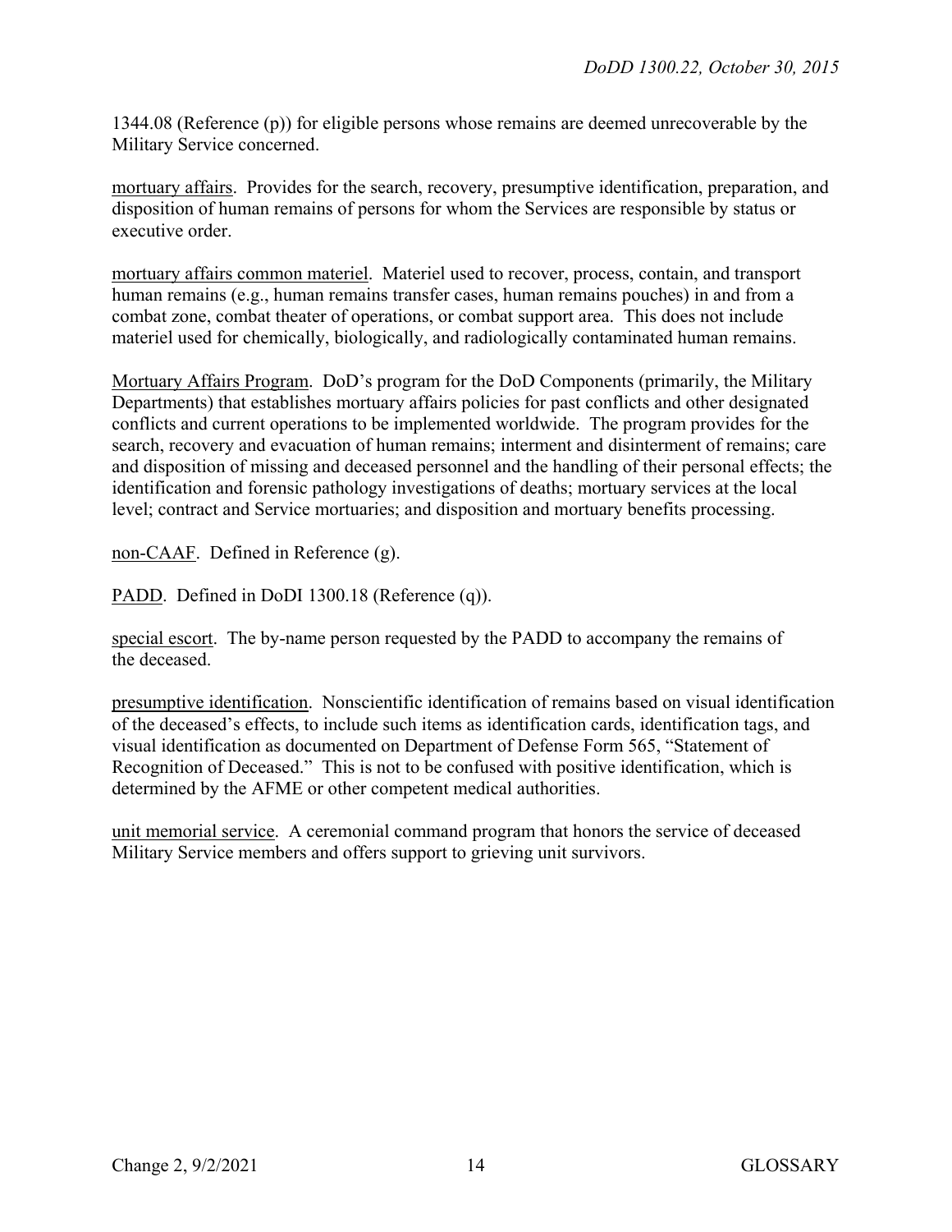1344.08 (Reference (p)) for eligible persons whose remains are deemed unrecoverable by the Military Service concerned.

mortuary affairs. Provides for the search, recovery, presumptive identification, preparation, and disposition of human remains of persons for whom the Services are responsible by status or executive order.

mortuary affairs common materiel. Materiel used to recover, process, contain, and transport human remains (e.g., human remains transfer cases, human remains pouches) in and from a combat zone, combat theater of operations, or combat support area. This does not include materiel used for chemically, biologically, and radiologically contaminated human remains.

Mortuary Affairs Program. DoD's program for the DoD Components (primarily, the Military Departments) that establishes mortuary affairs policies for past conflicts and other designated conflicts and current operations to be implemented worldwide. The program provides for the search, recovery and evacuation of human remains; interment and disinterment of remains; care and disposition of missing and deceased personnel and the handling of their personal effects; the identification and forensic pathology investigations of deaths; mortuary services at the local level; contract and Service mortuaries; and disposition and mortuary benefits processing.

non-CAAF. Defined in Reference (g).

PADD. Defined in DoDI 1300.18 (Reference (q)).

special escort. The by-name person requested by the PADD to accompany the remains of the deceased.

presumptive identification. Nonscientific identification of remains based on visual identification of the deceased's effects, to include such items as identification cards, identification tags, and visual identification as documented on Department of Defense Form 565, "Statement of Recognition of Deceased." This is not to be confused with positive identification, which is determined by the AFME or other competent medical authorities.

unit memorial service. A ceremonial command program that honors the service of deceased Military Service members and offers support to grieving unit survivors.